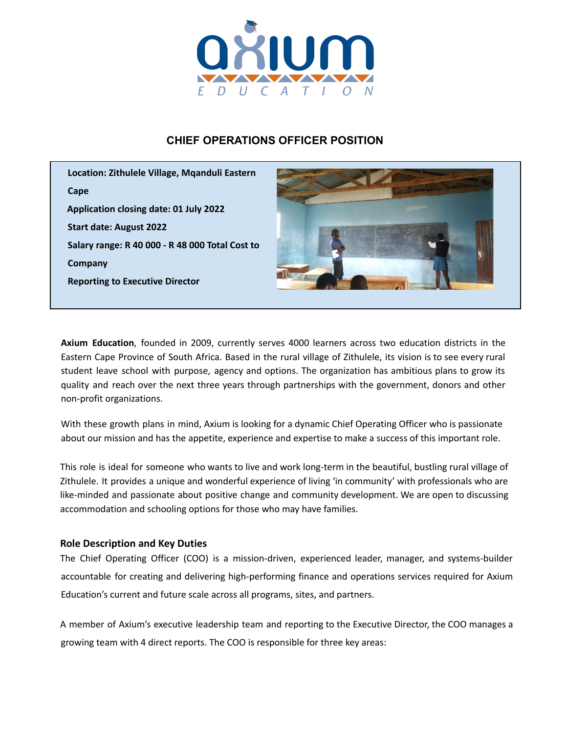# CHIEF OPERATIONS OFFICER POSITION

**Location: Zithulele Village, Mqanduli Eastern Cape**

**Application closing date: 01 July 2022**

**Start date: August 2022**

**Salary range: R 40 000 - R 48 000 Total Cost to Company**

**Reporting to Executive Director**

**Axium Education**, founded in 2009, currently serves 4000 learners across two education districts in the Eastern Cape Province of South Africa. Based in the rural village of Zithulele, its vision is to see every rural student leave school with purpose, agency and options. The organization has ambitious plans to grow its quality and reach over the next three years through partnerships with the government, donors and other non-profit organizations.

With these growth plans in mind, Axium is looking for a dynamic Chief Operating Officer who is passionate about our mission and has the appetite, experience and expertise to make a success of this important role.

This role is ideal for someone who wants to live and work long-term in the beautiful, bustling rural village of Zithulele. It provides a unique and wonderful experience of living 'in community' with professionals who are like-minded and passionate about positive change and community development. We are open to discussing accommodation and schooling options for those who may have families.

## Role Description and Key Duties

The Chief Operating Officer (COO) is a mission-driven, experienced leader, manager, and systems-builder accountable for creating and delivering high-performing finance and operations services required for Axium Education's current and future scale across all programs, sites, and partners.

A member of Axium's executive leadership team and reporting to the Executive Director, the COO manages a growing team with 4 direct reports. The COO is responsible for three key areas: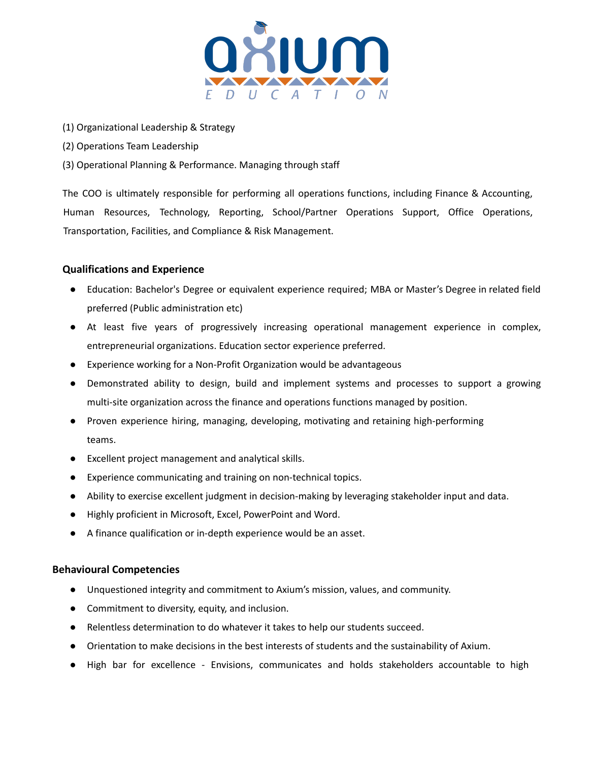(1) Organizational Leadership & Strategy

(2) Operations Team Leadership

(3) Operational Planning & Performance. Managing through staff

The COO is ultimately responsible for performing all operations functions, including Finance & Accounting, Human Resources, Technology, Reporting, School/Partner Operations Support, Office Operations, Transportation, Facilities, and Compliance & Risk Management.

### Qualifications and Experience

- Education: Bachelor's Degree or equivalent experience required; MBA or Master's Degree in related field preferred (Public administration etc)
- At least five years of progressively increasing operational management experience in complex, entrepreneurial organizations. Education sector experience preferred.
- Experience working for a Non-Profit Organization would be advantageous
- Demonstrated ability to design, build and implement systems and processes to support a growing multi-site organization across the finance and operations functions managed by position.
- Proven experience hiring, managing, developing, motivating and retaining high-performing teams.
- Excellent project management and analytical skills.
- Experience communicating and training on non-technical topics.
- Ability to exercise excellent judgment in decision-making by leveraging stakeholder input and data.
- Highly proficient in Microsoft, Excel, PowerPoint and Word.
- A finance qualification or in-depth experience would be an asset.

### Behavioural Competencies

- Unquestioned integrity and commitment to Axium's mission, values, and community.
- Commitment to diversity, equity, and inclusion.
- Relentless determination to do whatever it takes to help our students succeed.
- Orientation to make decisions in the best interests of students and the sustainability of Axium.
- High bar for excellence - Envisions, communicates and holds stakeholders accountable to high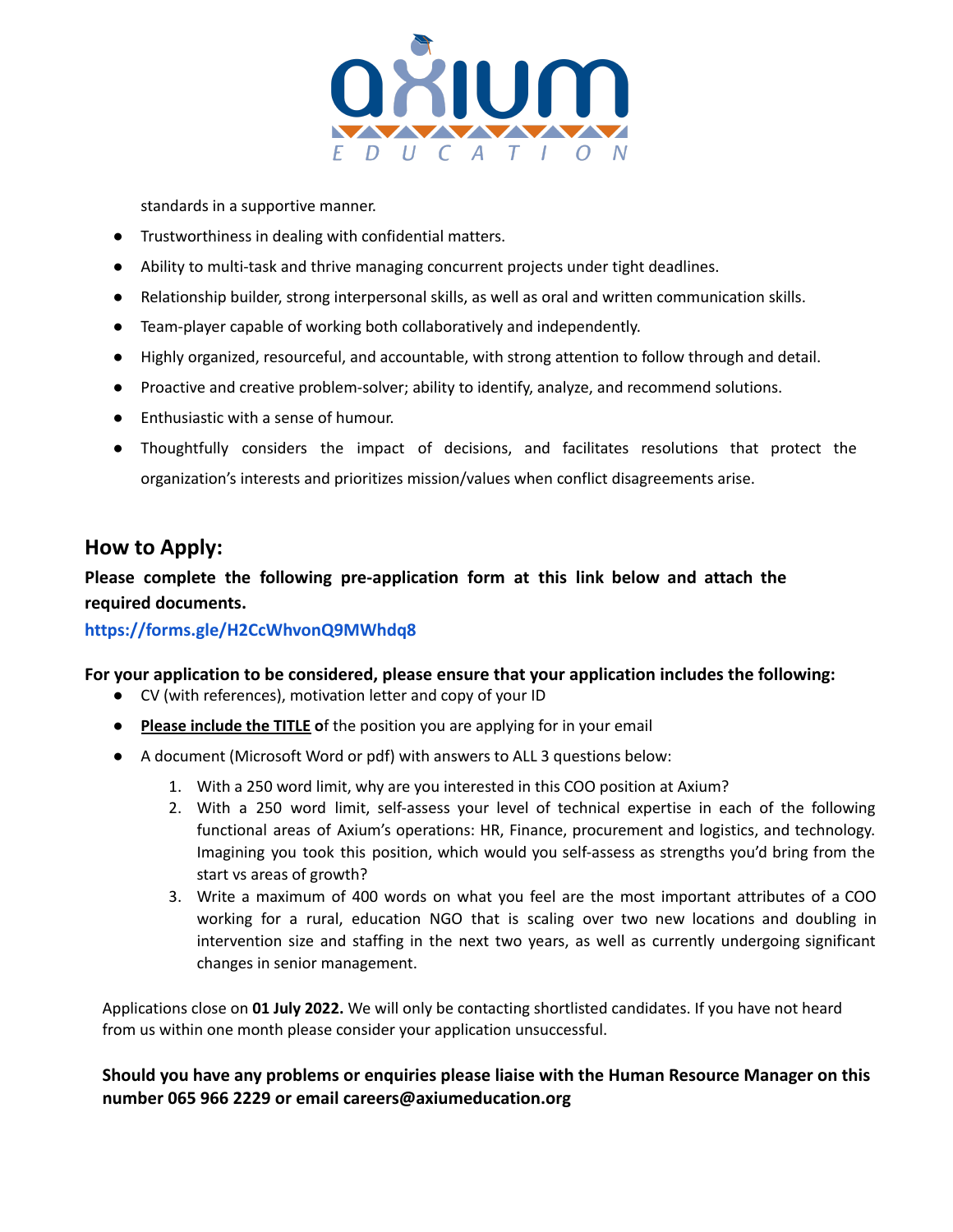standards in a supportive manner.

- Trustworthiness in dealing with confidential matters.
- Ability to multi-task and thrive managing concurrent projects under tight deadlines.
- Relationship builder, strong interpersonal skills, as well as oral and written communication skills.
- Team-player capable of working both collaboratively and independently.
- Highly organized, resourceful, and accountable, with strong attention to follow through and detail.
- Proactive and creative problem-solver; ability to identify, analyze, and recommend solutions.
- Enthusiastic with a sense of humour.
- Thoughtfully considers the impact of decisions, and facilitates resolutions that protect the organization's interests and prioritizes mission/values when conflict disagreements arise.

## How to Apply:

**Please complete the following pre-application form at this link below and attach the required documents.**

**https://forms.gle/H2CcWhvonQ9MWhdq8**

**For your application to be considered, please ensure that your application includes the following:**

- CV (with references), motivation letter and copy of your ID
- **Please include the TITLE o**f the position you are applying for in your email
- A document (Microsoft Word or pdf) with answers to ALL 3 questions below:
  1. With a 250 word limit, why are you interested in this COO position at Axium?
  2. With a 250 word limit, self-assess your level of technical expertise in each of the following functional areas of Axium's operations: HR, Finance, procurement and logistics, and technology. Imagining you took this position, which would you self-assess as strengths you'd bring from the start vs areas of growth?
  3. Write a maximum of 400 words on what you feel are the most important attributes of a COO working for a rural, education NGO that is scaling over two new locations and doubling in intervention size and staffing in the next two years, as well as currently undergoing significant changes in senior management.

Applications close on **01 July 2022.** We will only be contacting shortlisted candidates. If you have not heard from us within one month please consider your application unsuccessful.

**Should you have any problems or enquiries please liaise with the Human Resource Manager on this number 065 966 2229 or email careers@axiumeducation.org**